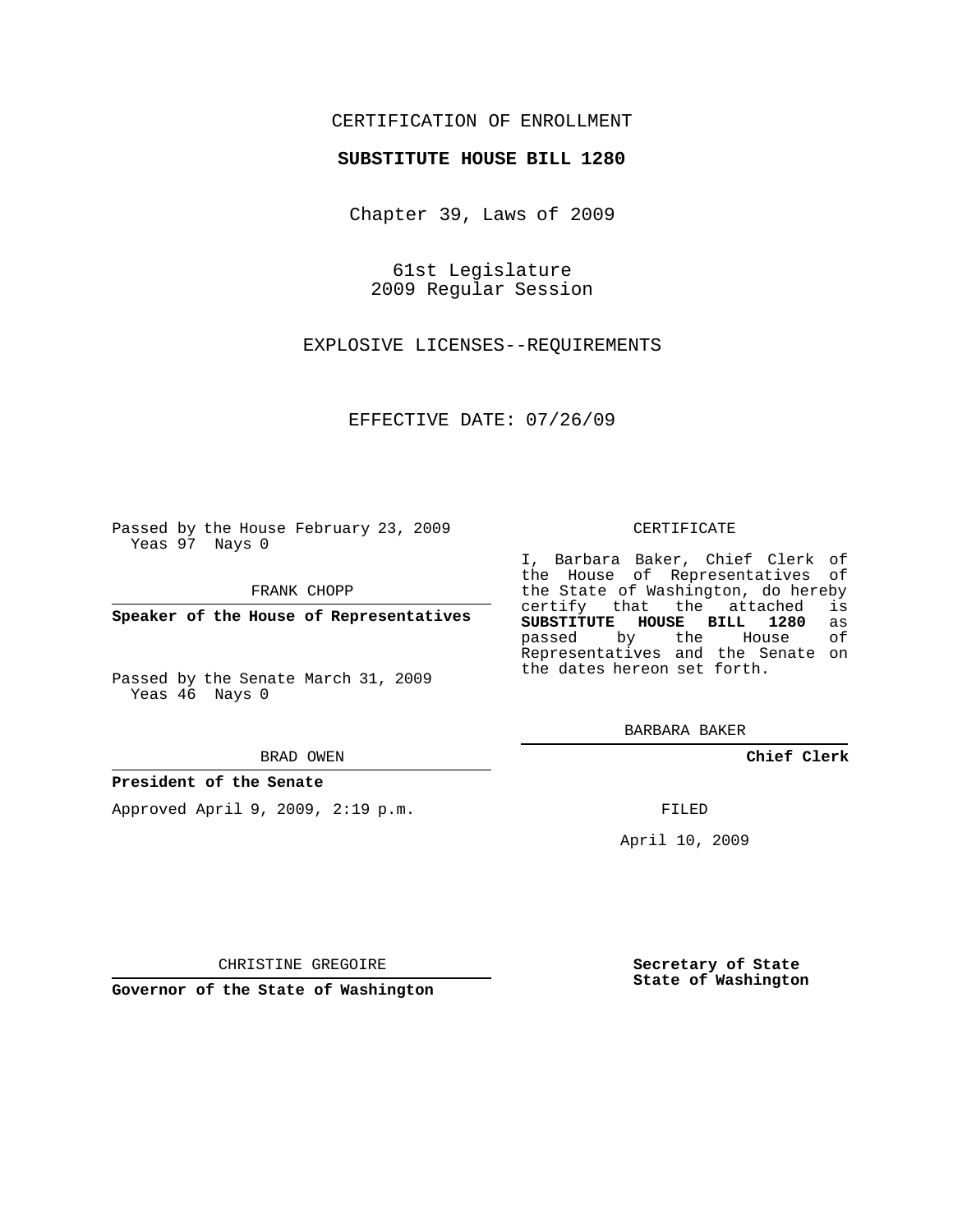CERTIFICATION OF ENROLLMENT

**SUBSTITUTE HOUSE BILL 1280**

Chapter 39, Laws of 2009

61st Legislature
2009 Regular Session

EXPLOSIVE LICENSES--REQUIREMENTS

EFFECTIVE DATE: 07/26/09

Passed by the House February 23, 2009
Yeas 97 Nays 0

FRANK CHOPP

**Speaker of the House of Representatives**

Passed by the Senate March 31, 2009
Yeas 46 Nays 0

BRAD OWEN

**President of the Senate**

Approved April 9, 2009, 2:19 p.m.

CHRISTINE GREGOIRE

**Governor of the State of Washington**

CERTIFICATE

I, Barbara Baker, Chief Clerk of the House of Representatives of the State of Washington, do hereby certify that the attached is **SUBSTITUTE HOUSE BILL 1280** as passed by the House of Representatives and the Senate on the dates hereon set forth.

BARBARA BAKER

**Chief Clerk**

FILED

April 10, 2009

**Secretary of State**
**State of Washington**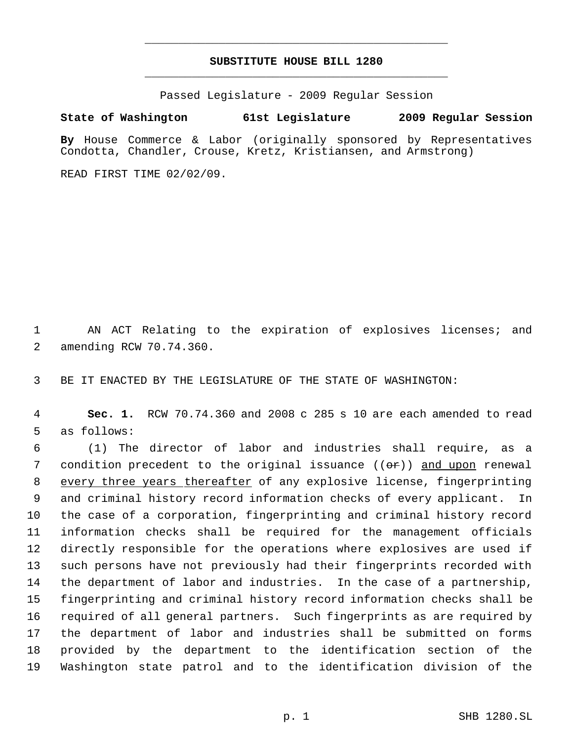# SUBSTITUTE HOUSE BILL 1280

Passed Legislature - 2009 Regular Session

**State of Washington 61st Legislature 2009 Regular Session**

**By** House Commerce & Labor (originally sponsored by Representatives Condotta, Chandler, Crouse, Kretz, Kristiansen, and Armstrong)

READ FIRST TIME 02/02/09.

1 AN ACT Relating to the expiration of explosives licenses; and
2 amending RCW 70.74.360.

3 BE IT ENACTED BY THE LEGISLATURE OF THE STATE OF WASHINGTON:

4 **Sec. 1.** RCW 70.74.360 and 2008 c 285 s 10 are each amended to read
5 as follows:

6 (1) The director of labor and industries shall require, as a
7 condition precedent to the original issuance ((~~or~~)) and upon renewal
8 every three years thereafter of any explosive license, fingerprinting
9 and criminal history record information checks of every applicant. In
10 the case of a corporation, fingerprinting and criminal history record
11 information checks shall be required for the management officials
12 directly responsible for the operations where explosives are used if
13 such persons have not previously had their fingerprints recorded with
14 the department of labor and industries. In the case of a partnership,
15 fingerprinting and criminal history record information checks shall be
16 required of all general partners. Such fingerprints as are required by
17 the department of labor and industries shall be submitted on forms
18 provided by the department to the identification section of the
19 Washington state patrol and to the identification division of the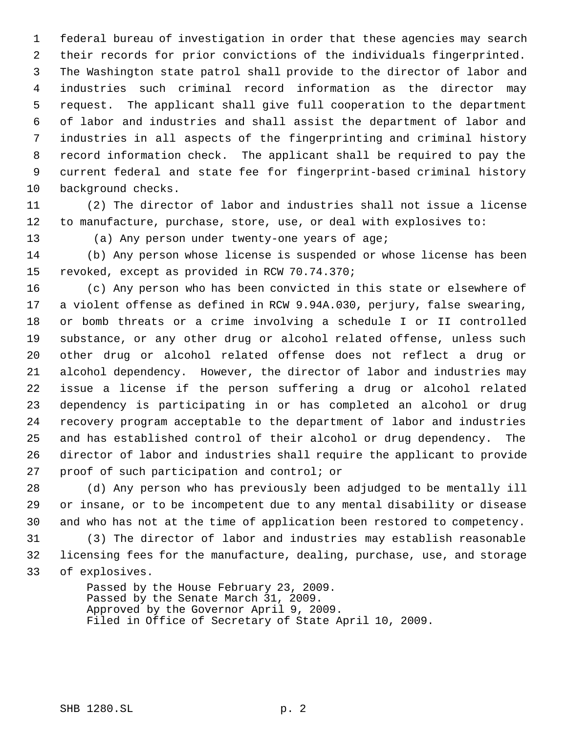federal bureau of investigation in order that these agencies may search their records for prior convictions of the individuals fingerprinted. The Washington state patrol shall provide to the director of labor and industries such criminal record information as the director may request. The applicant shall give full cooperation to the department of labor and industries and shall assist the department of labor and industries in all aspects of the fingerprinting and criminal history record information check. The applicant shall be required to pay the current federal and state fee for fingerprint-based criminal history background checks.

(2) The director of labor and industries shall not issue a license to manufacture, purchase, store, use, or deal with explosives to:

(a) Any person under twenty-one years of age;

(b) Any person whose license is suspended or whose license has been revoked, except as provided in RCW 70.74.370;

(c) Any person who has been convicted in this state or elsewhere of a violent offense as defined in RCW 9.94A.030, perjury, false swearing, or bomb threats or a crime involving a schedule I or II controlled substance, or any other drug or alcohol related offense, unless such other drug or alcohol related offense does not reflect a drug or alcohol dependency. However, the director of labor and industries may issue a license if the person suffering a drug or alcohol related dependency is participating in or has completed an alcohol or drug recovery program acceptable to the department of labor and industries and has established control of their alcohol or drug dependency. The director of labor and industries shall require the applicant to provide proof of such participation and control; or

(d) Any person who has previously been adjudged to be mentally ill or insane, or to be incompetent due to any mental disability or disease and who has not at the time of application been restored to competency.

(3) The director of labor and industries may establish reasonable licensing fees for the manufacture, dealing, purchase, use, and storage of explosives.

Passed by the House February 23, 2009.
Passed by the Senate March 31, 2009.
Approved by the Governor April 9, 2009.
Filed in Office of Secretary of State April 10, 2009.